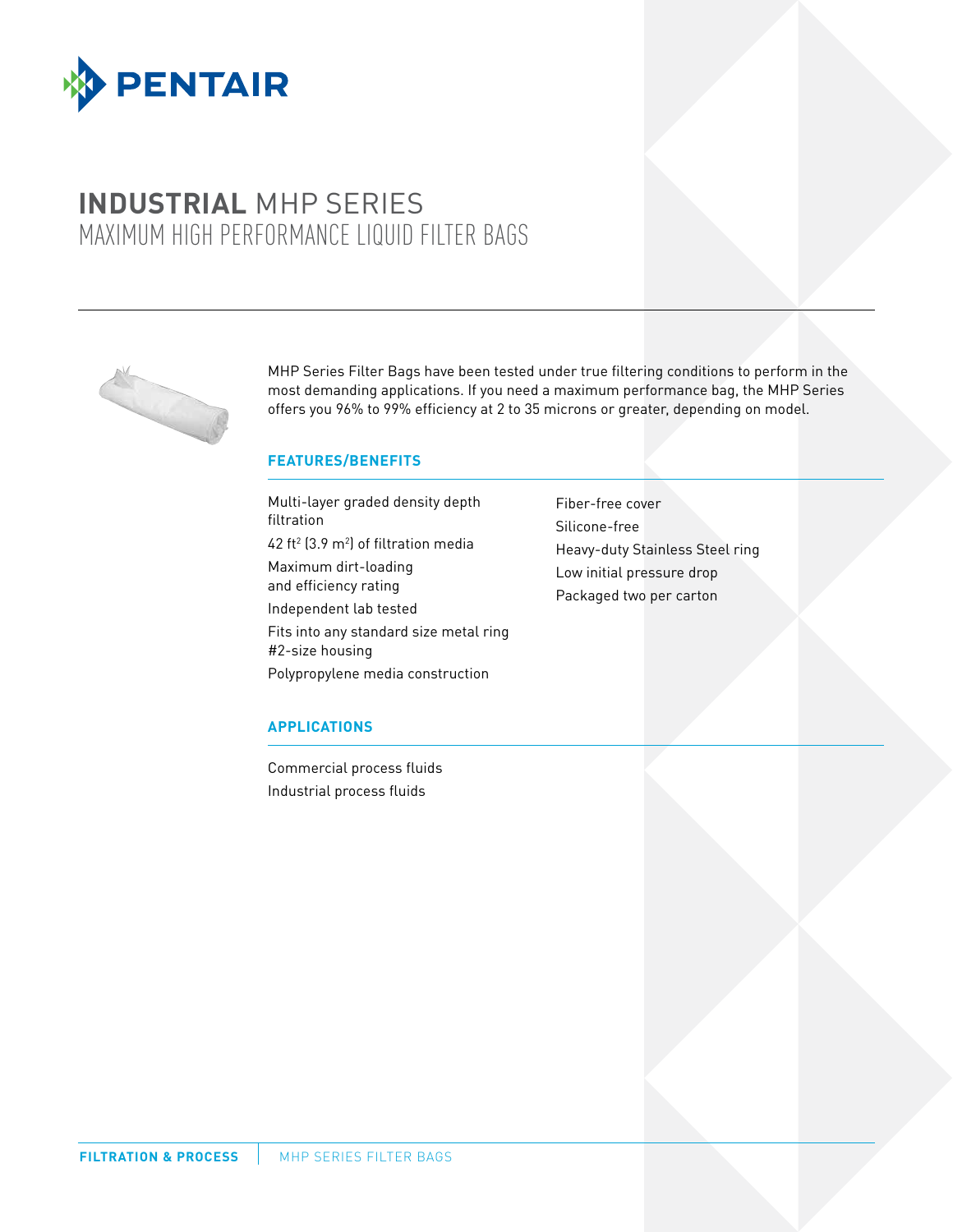# INDUSTRIAL MHP SERIES

## MAXIMUM HIGH PERFORMANCE LIQUID FILTER BAGS

MHP Series Filter Bags have been tested under true filtering conditions to perform in the most demanding applications. If you need a maximum performance bag, the MHP Series offers you 96% to 99% efficiency at 2 to 35 microns or greater, depending on model.

### FEATURES/BENEFITS

- Multi-layer graded density depth filtration
- 42 $ft^2$ (3.9 $m^2$) of filtration media
- Maximum dirt-loading and efficiency rating
- Independent lab tested
- Fits into any standard size metal ring #2-size housing
- Polypropylene media construction
- Fiber-free cover
- Silicone-free
- Heavy-duty Stainless Steel ring
- Low initial pressure drop
- Packaged two per carton

### APPLICATIONS

- Commercial process fluids
- Industrial process fluids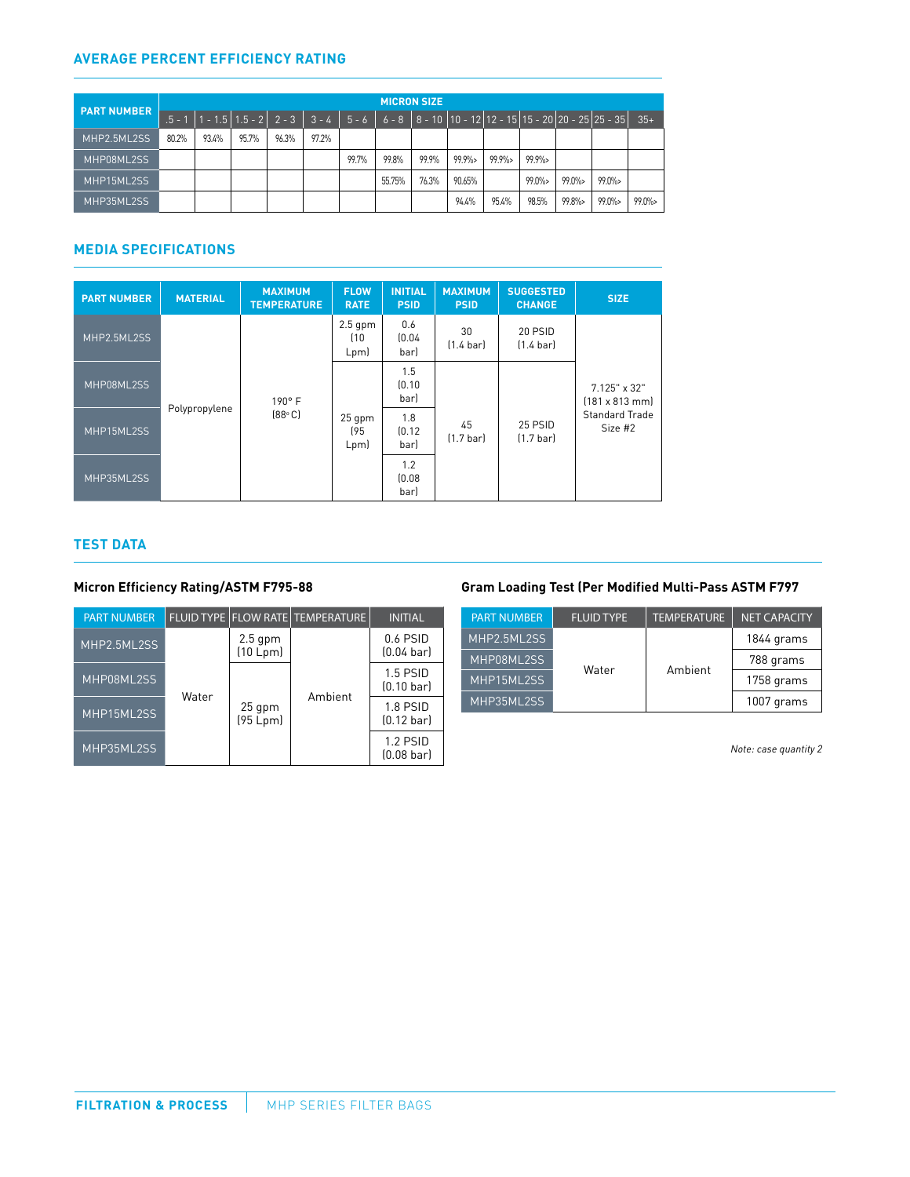## AVERAGE PERCENT EFFICIENCY RATING

| PART NUMBER | MICRON SIZE | | | | | | | | | | | | | |
|---|---|---|---|---|---|---|---|---|---|---|---|---|---|---|
| | .5 - 1 | 1 - 1.5 | 1.5 - 2 | 2 - 3 | 3 - 4 | 5 - 6 | 6 - 8 | 8 - 10 | 10 - 12 | 12 - 15 | 15 - 20 | 20 - 25 | 25 - 35 | 35+ |
| MHP2.5ML2SS | 80.2% | 93.4% | 95.7% | 96.3% | 97.2% | | | | | | | | | |
| MHP08ML2SS | | | | | | 99.7% | 99.8% | 99.9% | 99.9%> | 99.9%> | 99.9%> | | | |
| MHP15ML2SS | | | | | | | 55.75% | 76.3% | 90.65% | | 99.0%> | 99.0%> | 99.0%> | |
| MHP35ML2SS | | | | | | | | | 94.4% | 95.4% | 98.5% | 99.8%> | 99.0%> | 99.0%> |

## MEDIA SPECIFICATIONS

| PART NUMBER | MATERIAL | MAXIMUM TEMPERATURE | FLOW RATE | INITIAL PSID | MAXIMUM PSID | SUGGESTED CHANGE | SIZE |
|---|---|---|---|---|---|---|---|
| MHP2.5ML2SS | Polypropylene | 190° F (88° C) | 2.5 gpm (10 Lpm) | 0.6 (0.04 bar) | 30 (1.4 bar) | 20 PSID (1.4 bar) | 7.125" x 32" (181 x 813 mm) Standard Trade Size #2 |
| MHP08ML2SS | | | 25 gpm (95 Lpm) | 1.5 (0.10 bar) | 45 (1.7 bar) | 25 PSID (1.7 bar) | |
| MHP15ML2SS | | | | 1.8 (0.12 bar) | | | |
| MHP35ML2SS | | | | 1.2 (0.08 bar) | | | |

## TEST DATA

### Micron Efficiency Rating/ASTM F795-88

| PART NUMBER | FLUID TYPE | FLOW RATE | TEMPERATURE | INITIAL |
|---|---|---|---|---|
| MHP2.5ML2SS | Water | 2.5 gpm (10 Lpm) | Ambient | 0.6 PSID (0.04 bar) |
| MHP08ML2SS | | 25 gpm (95 Lpm) | | 1.5 PSID (0.10 bar) |
| MHP15ML2SS | | | | 1.8 PSID (0.12 bar) |
| MHP35ML2SS | | | | 1.2 PSID (0.08 bar) |

### Gram Loading Test (Per Modified Multi-Pass ASTM F797

| PART NUMBER | FLUID TYPE | TEMPERATURE | NET CAPACITY |
|---|---|---|---|
| MHP2.5ML2SS | Water | Ambient | 1844 grams |
| MHP08ML2SS | | | 788 grams |
| MHP15ML2SS | | | 1758 grams |
| MHP35ML2SS | | | 1007 grams |

*Note: case quantity 2*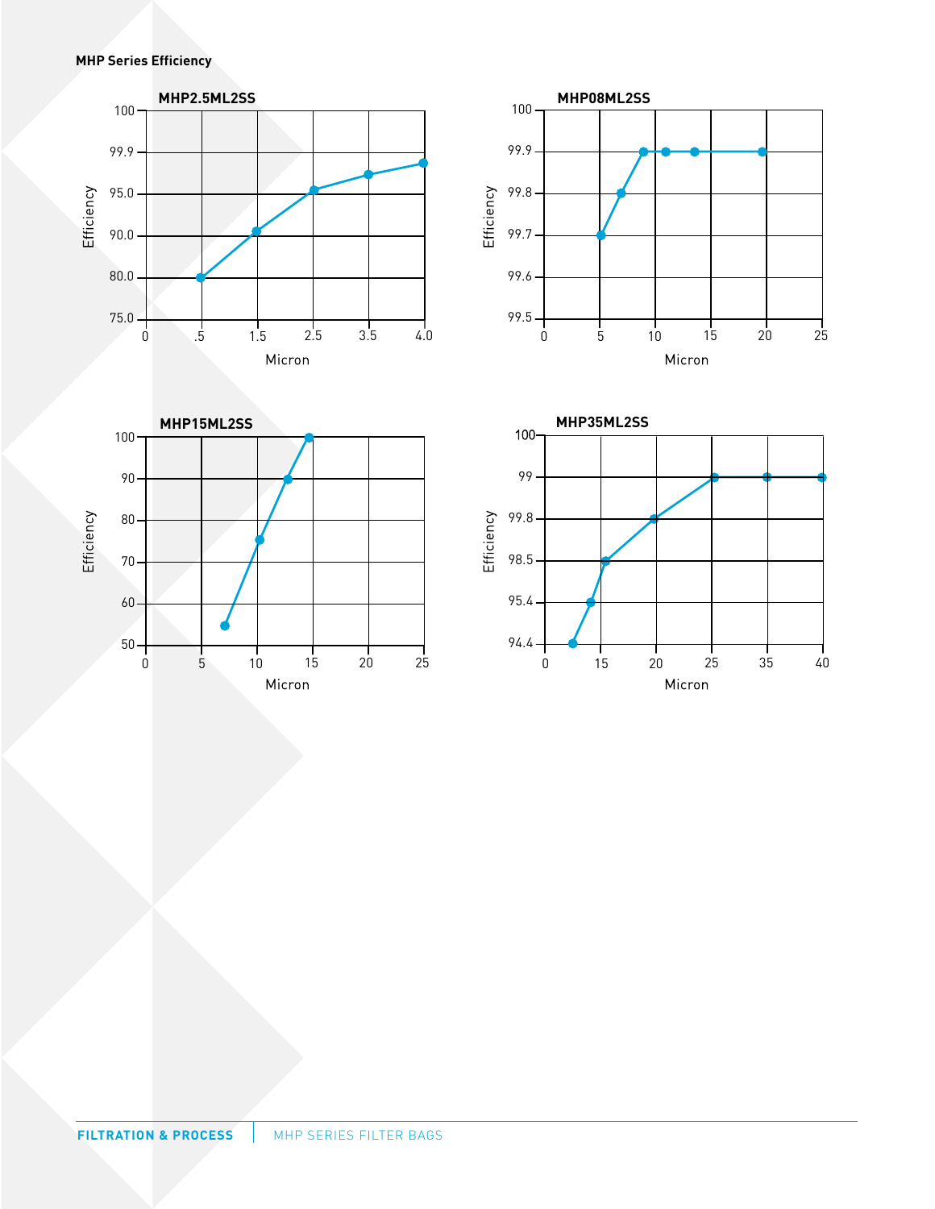**MHP Series Efficiency**

**MHP2.5ML2SS**

Efficiency: 100, 99.9, 95.0, 90.0, 80.0, 75.0

Micron: 0, .5, 1.5, 2.5, 3.5, 4.0

**MHP08ML2SS**

Efficiency: 100, 99.9, 99.8, 99.7, 99.6, 99.5

Micron: 0, 5, 10, 15, 20, 25

**MHP15ML2SS**

Efficiency: 100, 90, 80, 70, 60, 50

Micron: 0, 5, 10, 15, 20, 25

**MHP35ML2SS**

Efficiency: 100, 99, 99.8, 98.5, 95.4, 94.4

Micron: 0, 15, 20, 25, 35, 40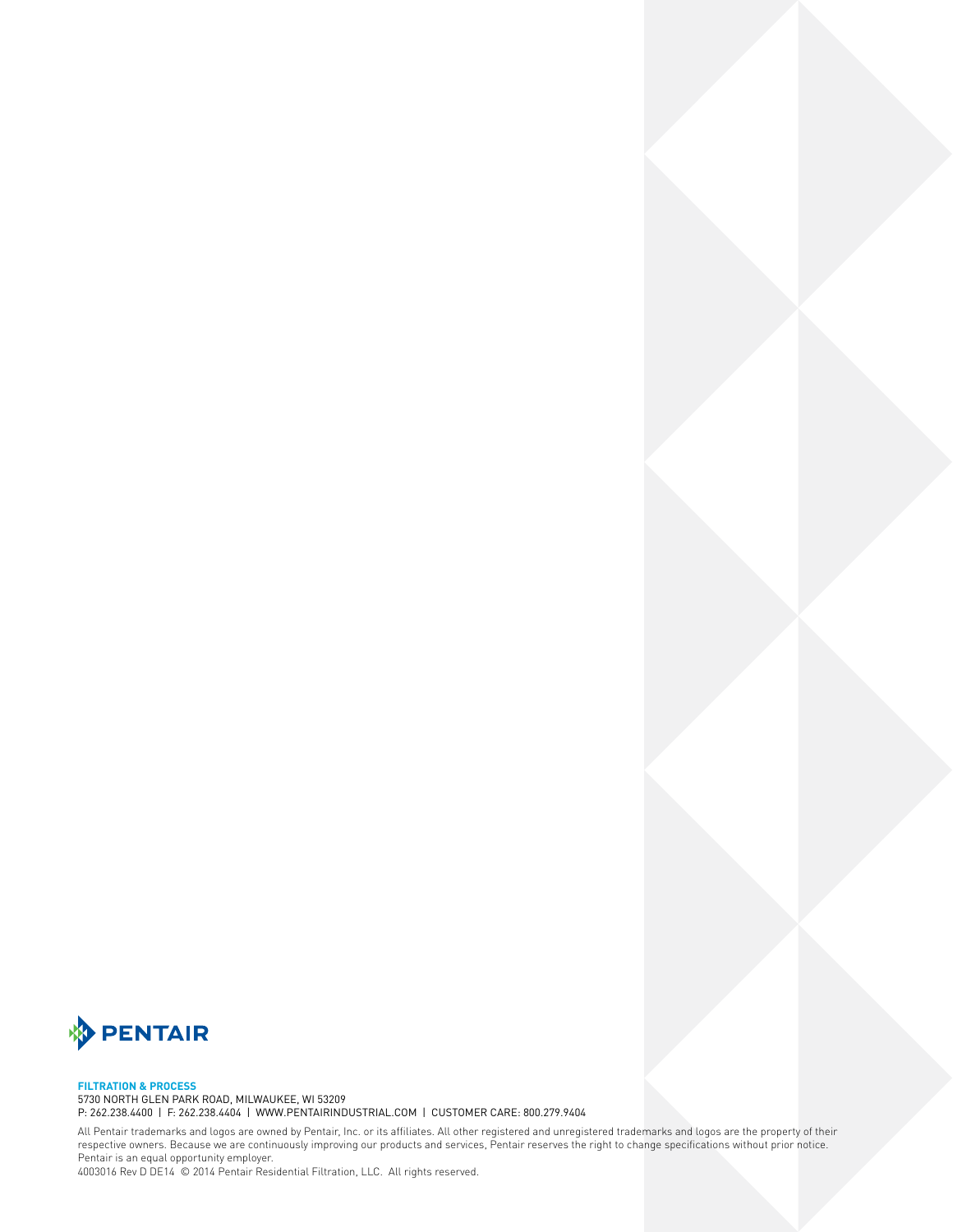PENTAIR

**FILTRATION & PROCESS**

5730 NORTH GLEN PARK ROAD, MILWAUKEE, WI 53209

P: 262.238.4400 | F: 262.238.4404 | WWW.PENTAIRINDUSTRIAL.COM | CUSTOMER CARE: 800.279.9404

All Pentair trademarks and logos are owned by Pentair, Inc. or its affiliates. All other registered and unregistered trademarks and logos are the property of their respective owners. Because we are continuously improving our products and services, Pentair reserves the right to change specifications without prior notice. Pentair is an equal opportunity employer.

4003016 Rev D DE14 © 2014 Pentair Residential Filtration, LLC. All rights reserved.